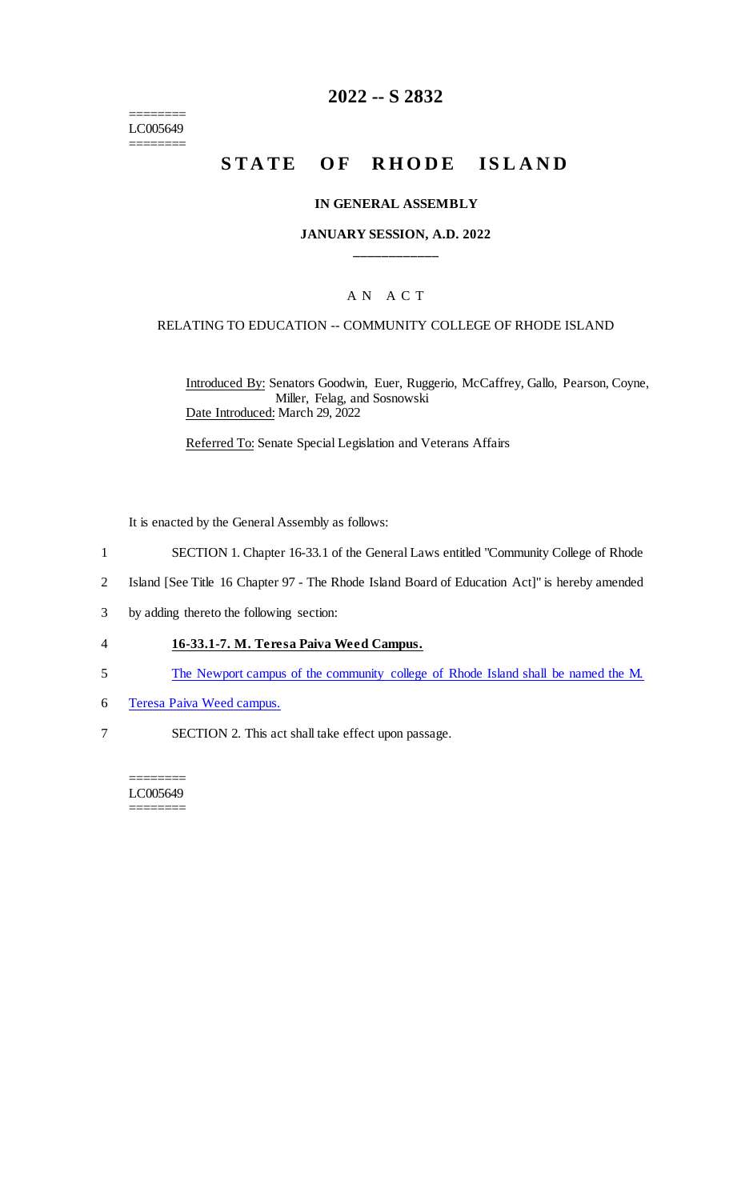========
LC005649
========

# 2022 -- S 2832

## STATE OF RHODE ISLAND

### IN GENERAL ASSEMBLY

### JANUARY SESSION, A.D. 2022

____________

A N A C T

RELATING TO EDUCATION -- COMMUNITY COLLEGE OF RHODE ISLAND

Introduced By: Senators Goodwin, Euer, Ruggerio, McCaffrey, Gallo, Pearson, Coyne, Miller, Felag, and Sosnowski

Date Introduced: March 29, 2022

Referred To: Senate Special Legislation and Veterans Affairs

It is enacted by the General Assembly as follows:

1 SECTION 1. Chapter 16-33.1 of the General Laws entitled "Community College of Rhode
2 Island [See Title 16 Chapter 97 - The Rhode Island Board of Education Act]" is hereby amended
3 by adding thereto the following section:

4 **16-33.1-7. M. Teresa Paiva Weed Campus.**

5 The Newport campus of the community college of Rhode Island shall be named the M.
6 Teresa Paiva Weed campus.

7 SECTION 2. This act shall take effect upon passage.

========
LC005649
========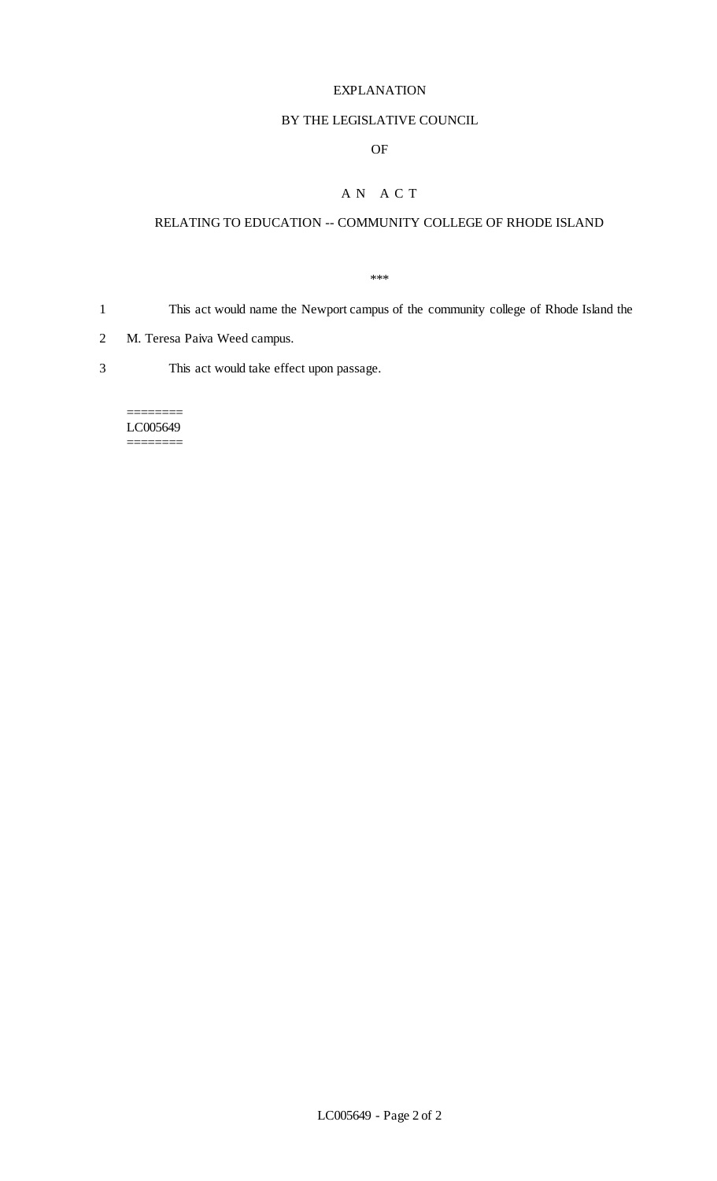EXPLANATION

BY THE LEGISLATIVE COUNCIL

OF

A N A C T

RELATING TO EDUCATION -- COMMUNITY COLLEGE OF RHODE ISLAND

\*\*\*

1 This act would name the Newport campus of the community college of Rhode Island the

2 M. Teresa Paiva Weed campus.

3 This act would take effect upon passage.

========
LC005649
========